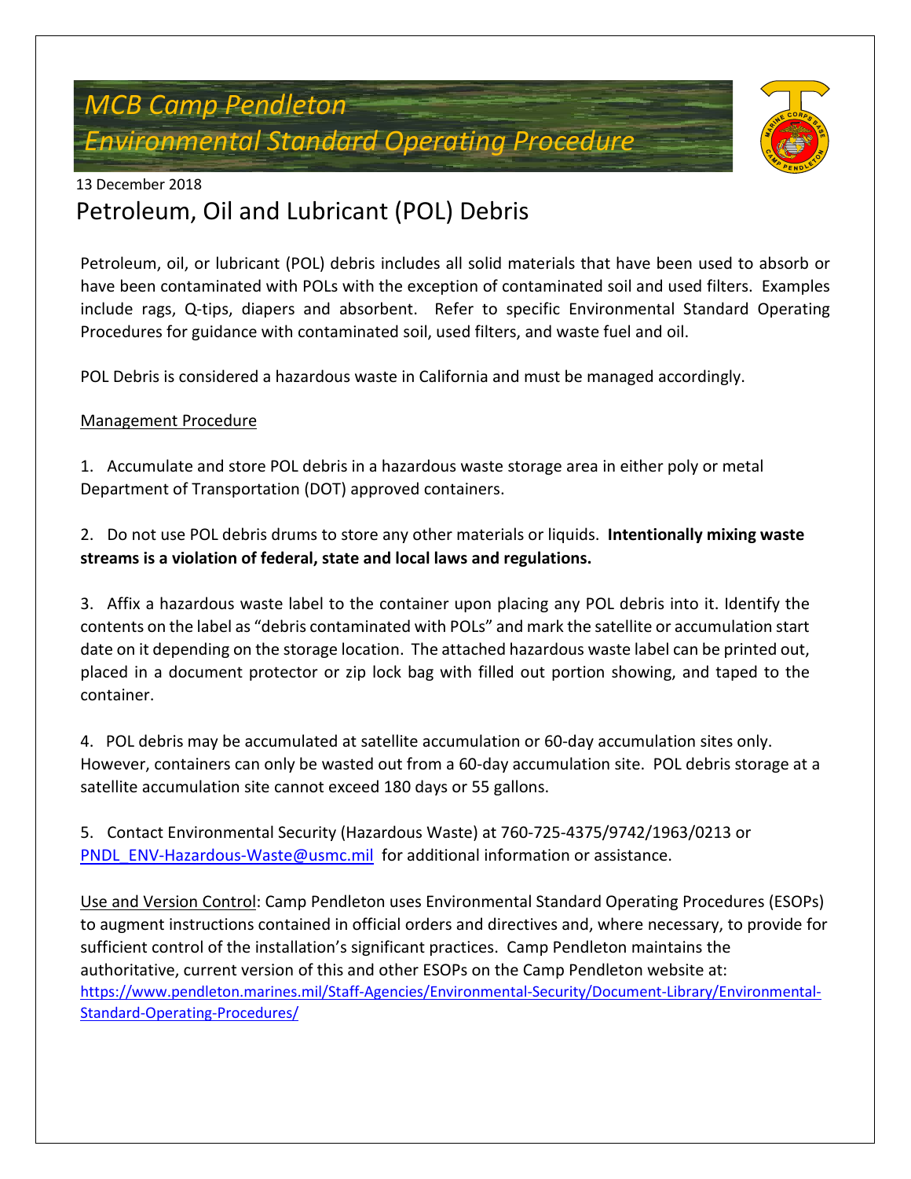*MCB Camp Pendleton*
*Environmental Standard Operating Procedure*

13 December 2018

# Petroleum, Oil and Lubricant (POL) Debris

Petroleum, oil, or lubricant (POL) debris includes all solid materials that have been used to absorb or have been contaminated with POLs with the exception of contaminated soil and used filters. Examples include rags, Q-tips, diapers and absorbent. Refer to specific Environmental Standard Operating Procedures for guidance with contaminated soil, used filters, and waste fuel and oil.

POL Debris is considered a hazardous waste in California and must be managed accordingly.

Management Procedure

1. Accumulate and store POL debris in a hazardous waste storage area in either poly or metal Department of Transportation (DOT) approved containers.

2. Do not use POL debris drums to store any other materials or liquids. **Intentionally mixing waste streams is a violation of federal, state and local laws and regulations.**

3. Affix a hazardous waste label to the container upon placing any POL debris into it. Identify the contents on the label as "debris contaminated with POLs" and mark the satellite or accumulation start date on it depending on the storage location. The attached hazardous waste label can be printed out, placed in a document protector or zip lock bag with filled out portion showing, and taped to the container.

4. POL debris may be accumulated at satellite accumulation or 60-day accumulation sites only. However, containers can only be wasted out from a 60-day accumulation site. POL debris storage at a satellite accumulation site cannot exceed 180 days or 55 gallons.

5. Contact Environmental Security (Hazardous Waste) at 760-725-4375/9742/1963/0213 or PNDL_ENV-Hazardous-Waste@usmc.mil for additional information or assistance.

Use and Version Control: Camp Pendleton uses Environmental Standard Operating Procedures (ESOPs) to augment instructions contained in official orders and directives and, where necessary, to provide for sufficient control of the installation's significant practices. Camp Pendleton maintains the authoritative, current version of this and other ESOPs on the Camp Pendleton website at: https://www.pendleton.marines.mil/Staff-Agencies/Environmental-Security/Document-Library/Environmental-Standard-Operating-Procedures/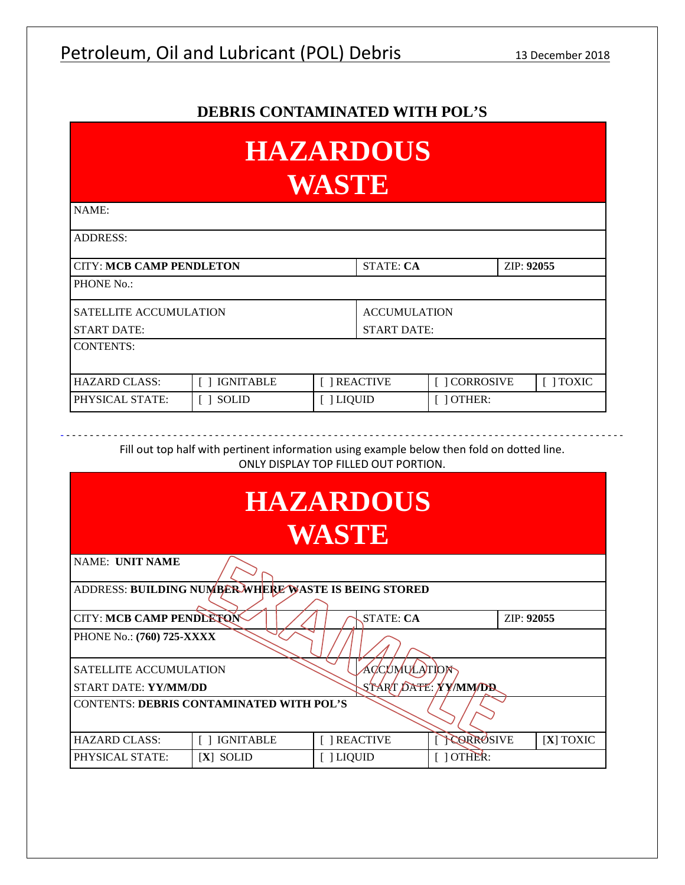# Petroleum, Oil and Lubricant (POL) Debris

13 December 2018

## DEBRIS CONTAMINATED WITH POL'S

| HAZARDOUS WASTE | | | | |
|---|---|---|---|---|
| NAME: | | | | |
| ADDRESS: | | | | |
| CITY: **MCB CAMP PENDLETON** | | STATE: **CA** | | ZIP: **92055** |
| PHONE No.: | | | | |
| SATELLITE ACCUMULATION START DATE: | | ACCUMULATION START DATE: | | |
| CONTENTS: | | | | |
| HAZARD CLASS: | [ ] IGNITABLE | [ ] REACTIVE | [ ] CORROSIVE | [ ] TOXIC |
| PHYSICAL STATE: | [ ] SOLID | [ ] LIQUID | [ ] OTHER: | |

Fill out top half with pertinent information using example below then fold on dotted line.
ONLY DISPLAY TOP FILLED OUT PORTION.

| HAZARDOUS WASTE | | | | |
|---|---|---|---|---|
| NAME: **UNIT NAME** | | | | |
| ADDRESS: **BUILDING NUMBER WHERE WASTE IS BEING STORED** | | | | |
| CITY: **MCB CAMP PENDLETON** | | STATE: **CA** | | ZIP: **92055** |
| PHONE No.: **(760) 725-XXXX** | | | | |
| SATELLITE ACCUMULATION START DATE: **YY/MM/DD** | | ACCUMULATION START DATE: **YY/MM/DD** | | |
| CONTENTS: **DEBRIS CONTAMINATED WITH POL'S** | | | | |
| HAZARD CLASS: | [ ] IGNITABLE | [ ] REACTIVE | [ ] CORROSIVE | [**X**] TOXIC |
| PHYSICAL STATE: | [**X**] SOLID | [ ] LIQUID | [ ] OTHER: | |

EXAMPLE